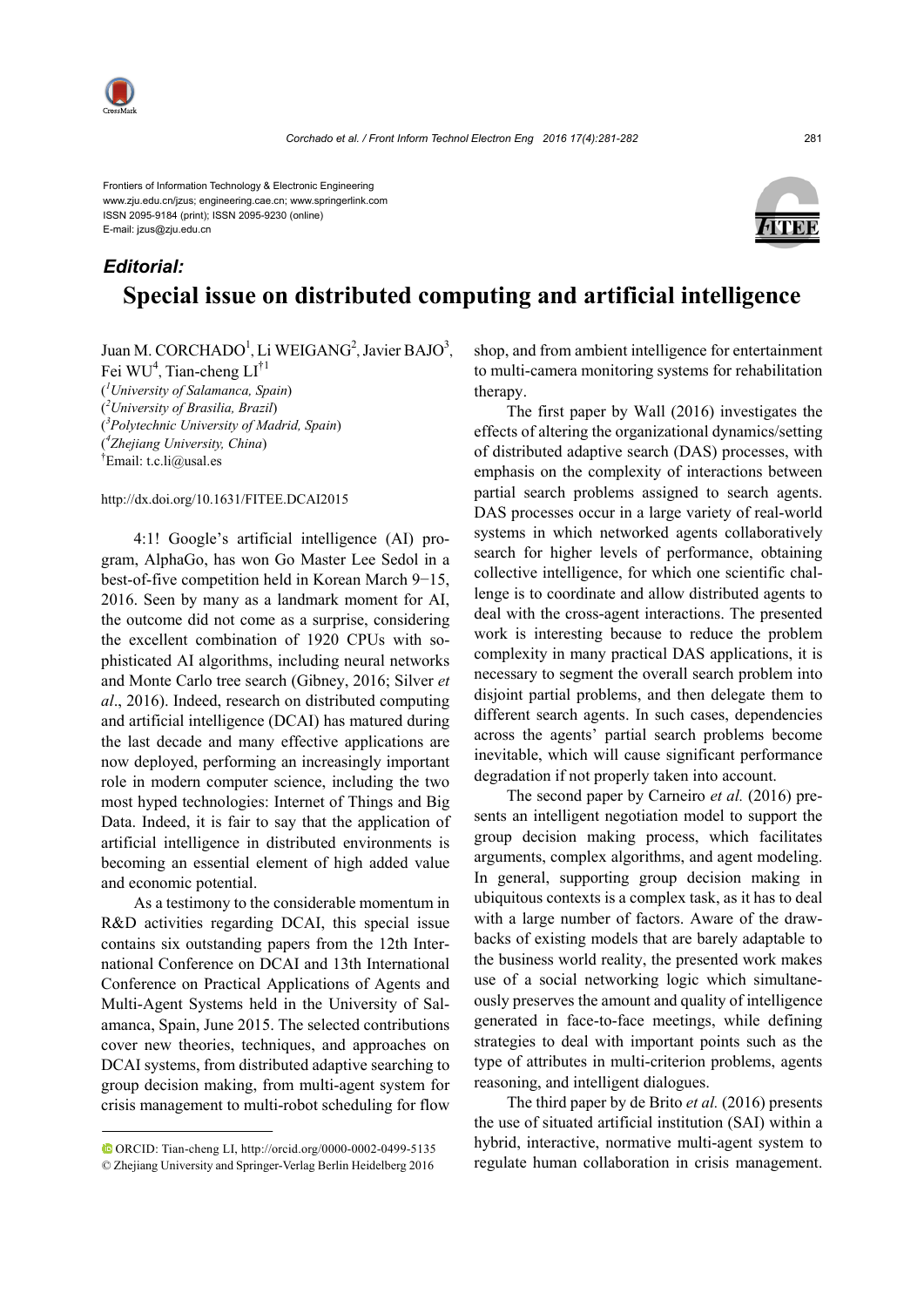Frontiers of Information Technology & Electronic Engineering
www.zju.edu.cn/jzus; engineering.cae.cn; www.springerlink.com
ISSN 2095-9184 (print); ISSN 2095-9230 (online)
E-mail: jzus@zju.edu.cn

***Editorial:***

# Special issue on distributed computing and artificial intelligence

Juan M. CORCHADO[1], Li WEIGANG[2], Javier BAJO[3], Fei WU[4], Tian-cheng LI[†1]

([1]*University of Salamanca, Spain*)
([2]*University of Brasilia, Brazil*)
([3]*Polytechnic University of Madrid, Spain*)
([4]*Zhejiang University, China*)
[†]Email: t.c.li@usal.es

http://dx.doi.org/10.1631/FITEE.DCAI2015

4:1! Google's artificial intelligence (AI) program, AlphaGo, has won Go Master Lee Sedol in a best-of-five competition held in Korean March 9−15, 2016. Seen by many as a landmark moment for AI, the outcome did not come as a surprise, considering the excellent combination of 1920 CPUs with sophisticated AI algorithms, including neural networks and Monte Carlo tree search (Gibney, 2016; Silver *et al*., 2016). Indeed, research on distributed computing and artificial intelligence (DCAI) has matured during the last decade and many effective applications are now deployed, performing an increasingly important role in modern computer science, including the two most hyped technologies: Internet of Things and Big Data. Indeed, it is fair to say that the application of artificial intelligence in distributed environments is becoming an essential element of high added value and economic potential.

As a testimony to the considerable momentum in R&D activities regarding DCAI, this special issue contains six outstanding papers from the 12th International Conference on DCAI and 13th International Conference on Practical Applications of Agents and Multi-Agent Systems held in the University of Salamanca, Spain, June 2015. The selected contributions cover new theories, techniques, and approaches on DCAI systems, from distributed adaptive searching to group decision making, from multi-agent system for crisis management to multi-robot scheduling for flow shop, and from ambient intelligence for entertainment to multi-camera monitoring systems for rehabilitation therapy.

The first paper by Wall (2016) investigates the effects of altering the organizational dynamics/setting of distributed adaptive search (DAS) processes, with emphasis on the complexity of interactions between partial search problems assigned to search agents. DAS processes occur in a large variety of real-world systems in which networked agents collaboratively search for higher levels of performance, obtaining collective intelligence, for which one scientific challenge is to coordinate and allow distributed agents to deal with the cross-agent interactions. The presented work is interesting because to reduce the problem complexity in many practical DAS applications, it is necessary to segment the overall search problem into disjoint partial problems, and then delegate them to different search agents. In such cases, dependencies across the agents' partial search problems become inevitable, which will cause significant performance degradation if not properly taken into account.

The second paper by Carneiro *et al.* (2016) presents an intelligent negotiation model to support the group decision making process, which facilitates arguments, complex algorithms, and agent modeling. In general, supporting group decision making in ubiquitous contexts is a complex task, as it has to deal with a large number of factors. Aware of the drawbacks of existing models that are barely adaptable to the business world reality, the presented work makes use of a social networking logic which simultaneously preserves the amount and quality of intelligence generated in face-to-face meetings, while defining strategies to deal with important points such as the type of attributes in multi-criterion problems, agents reasoning, and intelligent dialogues.

The third paper by de Brito *et al.* (2016) presents the use of situated artificial institution (SAI) within a hybrid, interactive, normative multi-agent system to regulate human collaboration in crisis management.

ORCID: Tian-cheng LI, http://orcid.org/0000-0002-0499-5135
© Zhejiang University and Springer-Verlag Berlin Heidelberg 2016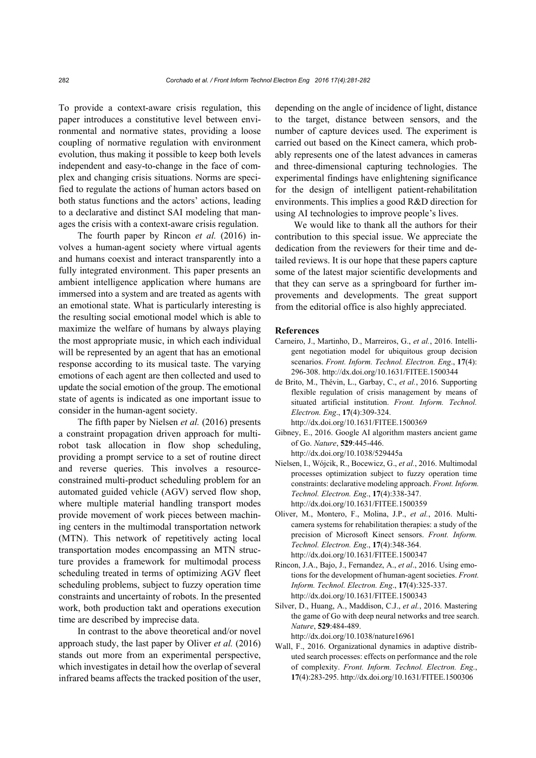To provide a context-aware crisis regulation, this paper introduces a constitutive level between environmental and normative states, providing a loose coupling of normative regulation with environment evolution, thus making it possible to keep both levels independent and easy-to-change in the face of complex and changing crisis situations. Norms are specified to regulate the actions of human actors based on both status functions and the actors' actions, leading to a declarative and distinct SAI modeling that manages the crisis with a context-aware crisis regulation.

The fourth paper by Rincon *et al.* (2016) involves a human-agent society where virtual agents and humans coexist and interact transparently into a fully integrated environment. This paper presents an ambient intelligence application where humans are immersed into a system and are treated as agents with an emotional state. What is particularly interesting is the resulting social emotional model which is able to maximize the welfare of humans by always playing the most appropriate music, in which each individual will be represented by an agent that has an emotional response according to its musical taste. The varying emotions of each agent are then collected and used to update the social emotion of the group. The emotional state of agents is indicated as one important issue to consider in the human-agent society.

The fifth paper by Nielsen *et al.* (2016) presents a constraint propagation driven approach for multi-robot task allocation in flow shop scheduling, providing a prompt service to a set of routine direct and reverse queries. This involves a resource-constrained multi-product scheduling problem for an automated guided vehicle (AGV) served flow shop, where multiple material handling transport modes provide movement of work pieces between machining centers in the multimodal transportation network (MTN). This network of repetitively acting local transportation modes encompassing an MTN structure provides a framework for multimodal process scheduling treated in terms of optimizing AGV fleet scheduling problems, subject to fuzzy operation time constraints and uncertainty of robots. In the presented work, both production takt and operations execution time are described by imprecise data.

In contrast to the above theoretical and/or novel approach study, the last paper by Oliver *et al.* (2016) stands out more from an experimental perspective, which investigates in detail how the overlap of several infrared beams affects the tracked position of the user, depending on the angle of incidence of light, distance to the target, distance between sensors, and the number of capture devices used. The experiment is carried out based on the Kinect camera, which probably represents one of the latest advances in cameras and three-dimensional capturing technologies. The experimental findings have enlightening significance for the design of intelligent patient-rehabilitation environments. This implies a good R&D direction for using AI technologies to improve people's lives.

We would like to thank all the authors for their contribution to this special issue. We appreciate the dedication from the reviewers for their time and detailed reviews. It is our hope that these papers capture some of the latest major scientific developments and that they can serve as a springboard for further improvements and developments. The great support from the editorial office is also highly appreciated.

## References

Carneiro, J., Martinho, D., Marreiros, G., *et al.*, 2016. Intelligent negotiation model for ubiquitous group decision scenarios. *Front. Inform. Technol. Electron. Eng*., **17**(4): 296-308. http://dx.doi.org/10.1631/FITEE.1500344

de Brito, M., Thévin, L., Garbay, C., *et al.*, 2016. Supporting flexible regulation of crisis management by means of situated artificial institution. *Front. Inform. Technol. Electron. Eng*., **17**(4):309-324. http://dx.doi.org/10.1631/FITEE.1500369

Gibney, E., 2016. Google AI algorithm masters ancient game of Go. *Nature*, **529**:445-446. http://dx.doi.org/10.1038/529445a

Nielsen, I., Wójcik, R., Bocewicz, G., *et al.*, 2016. Multimodal processes optimization subject to fuzzy operation time constraints: declarative modeling approach. *Front. Inform. Technol. Electron. Eng*., **17**(4):338-347. http://dx.doi.org/10.1631/FITEE.1500359

Oliver, M., Montero, F., Molina, J.P., *et al.*, 2016. Multi-camera systems for rehabilitation therapies: a study of the precision of Microsoft Kinect sensors. *Front. Inform. Technol. Electron. Eng*., **17**(4):348-364. http://dx.doi.org/10.1631/FITEE.1500347

Rincon, J.A., Bajo, J., Fernandez, A., *et al*., 2016. Using emotions for the development of human-agent societies. *Front. Inform. Technol. Electron. Eng*., **17**(4):325-337. http://dx.doi.org/10.1631/FITEE.1500343

Silver, D., Huang, A., Maddison, C.J., *et al.*, 2016. Mastering the game of Go with deep neural networks and tree search. *Nature*, **529**:484-489. http://dx.doi.org/10.1038/nature16961

Wall, F., 2016. Organizational dynamics in adaptive distributed search processes: effects on performance and the role of complexity. *Front. Inform. Technol. Electron. Eng*., **17**(4):283-295. http://dx.doi.org/10.1631/FITEE.1500306